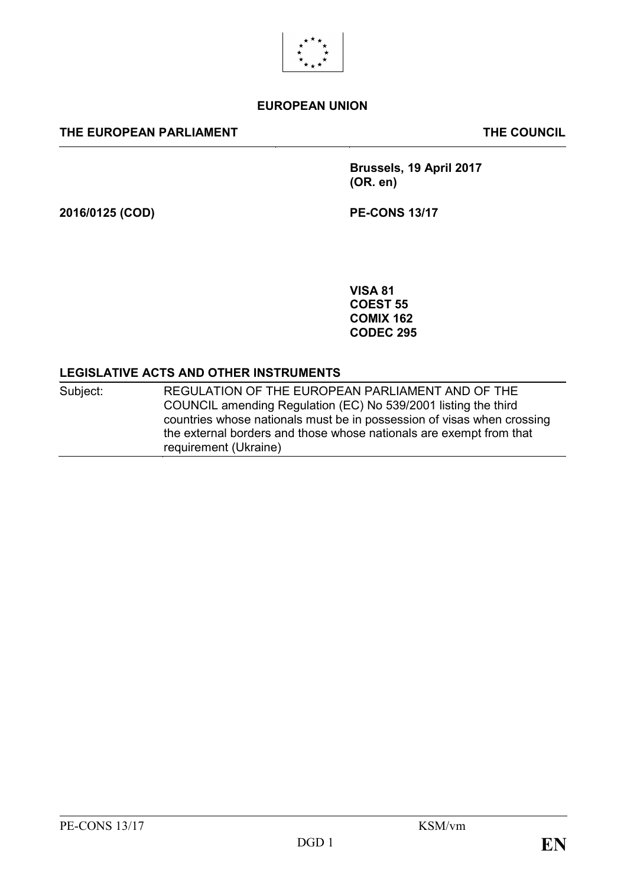**EUROPEAN UNION**

**THE EUROPEAN PARLIAMENT** **THE COUNCIL**

**Brussels, 19 April 2017**
**(OR. en)**

**2016/0125 (COD)** **PE-CONS 13/17**

**VISA 81**
**COEST 55**
**COMIX 162**
**CODEC 295**

**LEGISLATIVE ACTS AND OTHER INSTRUMENTS**

Subject: REGULATION OF THE EUROPEAN PARLIAMENT AND OF THE COUNCIL amending Regulation (EC) No 539/2001 listing the third countries whose nationals must be in possession of visas when crossing the external borders and those whose nationals are exempt from that requirement (Ukraine)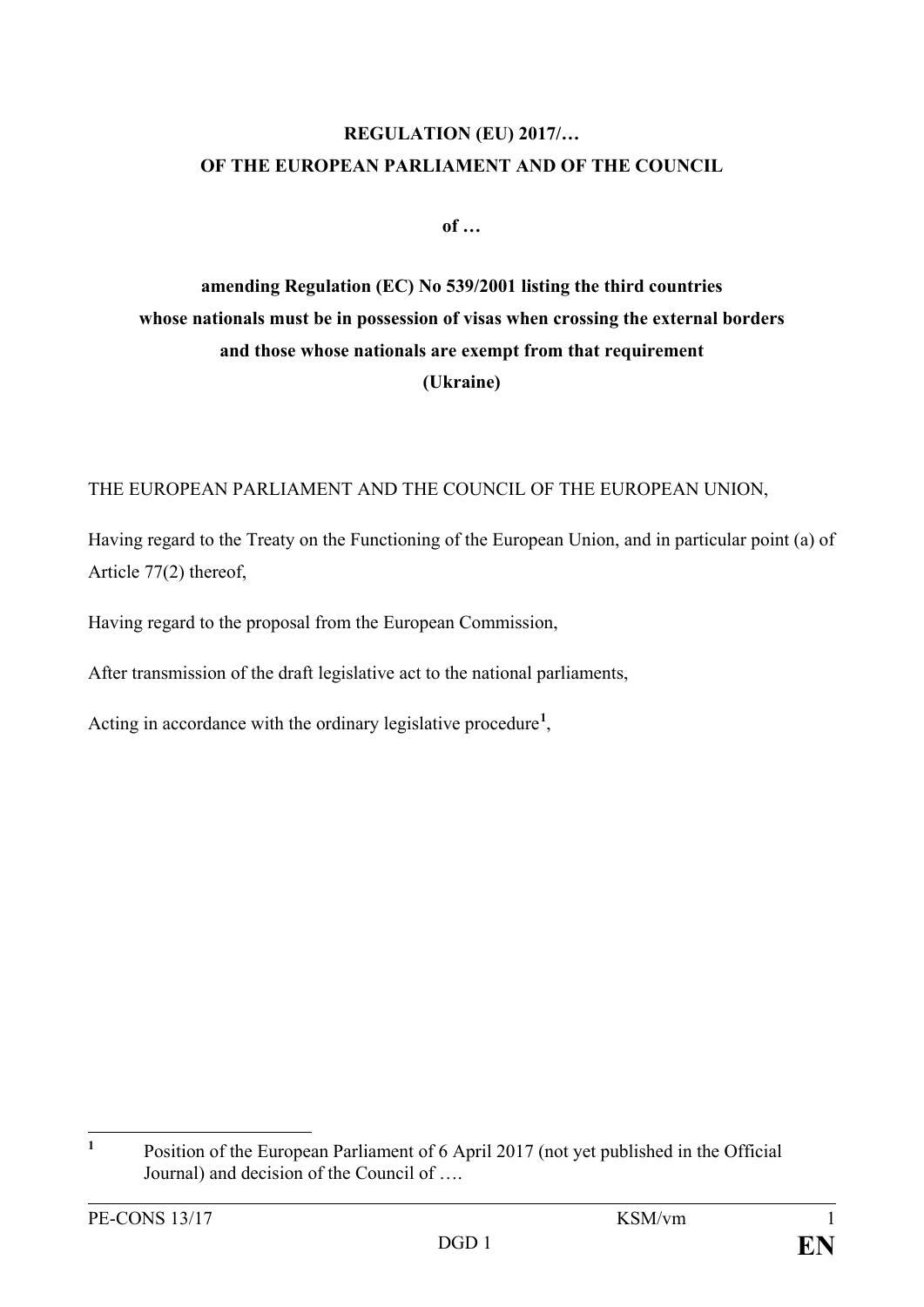**REGULATION (EU) 2017/…**
**OF THE EUROPEAN PARLIAMENT AND OF THE COUNCIL**

**of …**

**amending Regulation (EC) No 539/2001 listing the third countries whose nationals must be in possession of visas when crossing the external borders and those whose nationals are exempt from that requirement**
**(Ukraine)**

THE EUROPEAN PARLIAMENT AND THE COUNCIL OF THE EUROPEAN UNION,

Having regard to the Treaty on the Functioning of the European Union, and in particular point (a) of Article 77(2) thereof,

Having regard to the proposal from the European Commission,

After transmission of the draft legislative act to the national parliaments,

Acting in accordance with the ordinary legislative procedure[1],

[1] Position of the European Parliament of 6 April 2017 (not yet published in the Official Journal) and decision of the Council of ….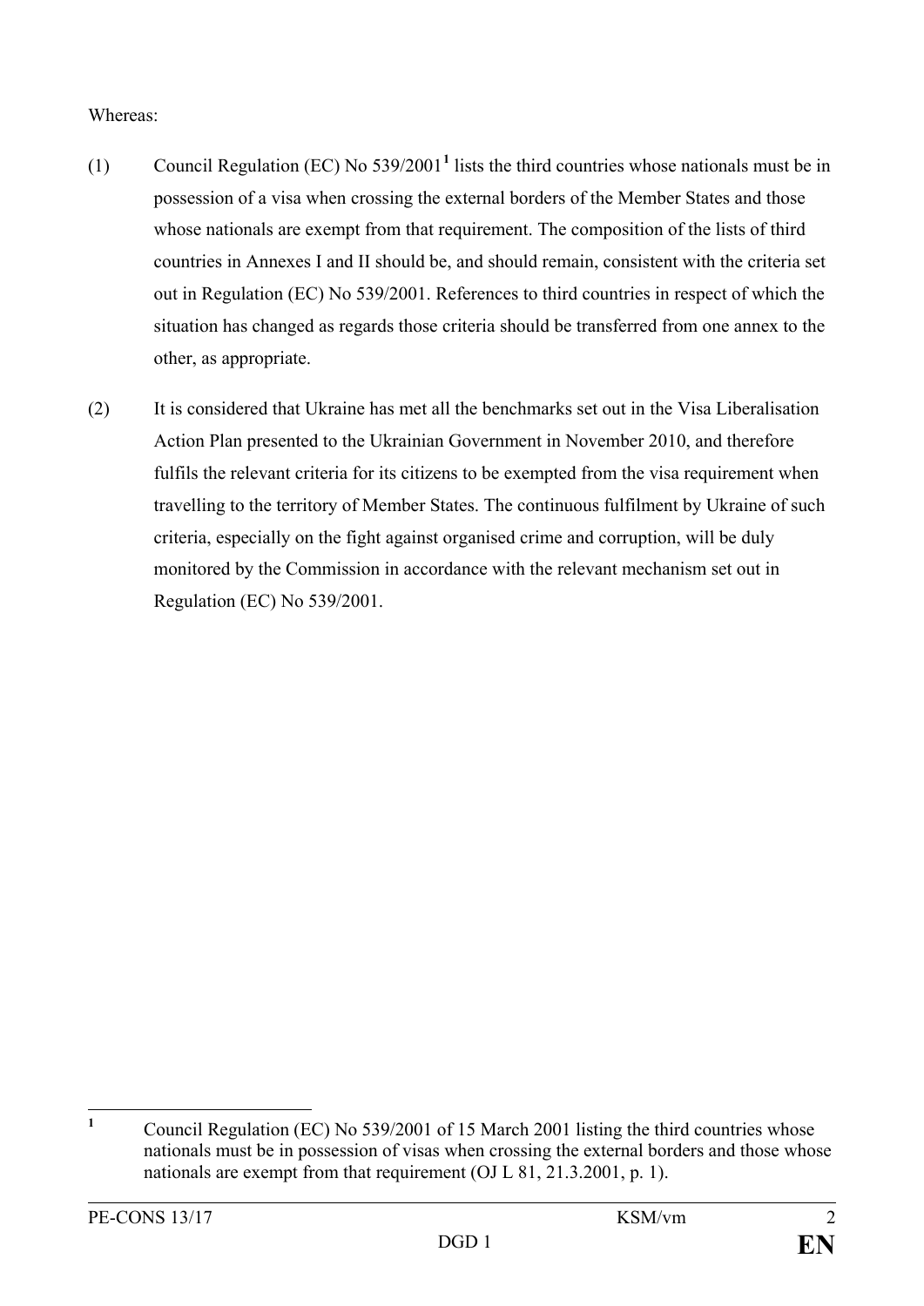Whereas:

(1) Council Regulation (EC) No 539/2001[1] lists the third countries whose nationals must be in possession of a visa when crossing the external borders of the Member States and those whose nationals are exempt from that requirement. The composition of the lists of third countries in Annexes I and II should be, and should remain, consistent with the criteria set out in Regulation (EC) No 539/2001. References to third countries in respect of which the situation has changed as regards those criteria should be transferred from one annex to the other, as appropriate.

(2) It is considered that Ukraine has met all the benchmarks set out in the Visa Liberalisation Action Plan presented to the Ukrainian Government in November 2010, and therefore fulfils the relevant criteria for its citizens to be exempted from the visa requirement when travelling to the territory of Member States. The continuous fulfilment by Ukraine of such criteria, especially on the fight against organised crime and corruption, will be duly monitored by the Commission in accordance with the relevant mechanism set out in Regulation (EC) No 539/2001.

---

[1] Council Regulation (EC) No 539/2001 of 15 March 2001 listing the third countries whose nationals must be in possession of visas when crossing the external borders and those whose nationals are exempt from that requirement (OJ L 81, 21.3.2001, p. 1).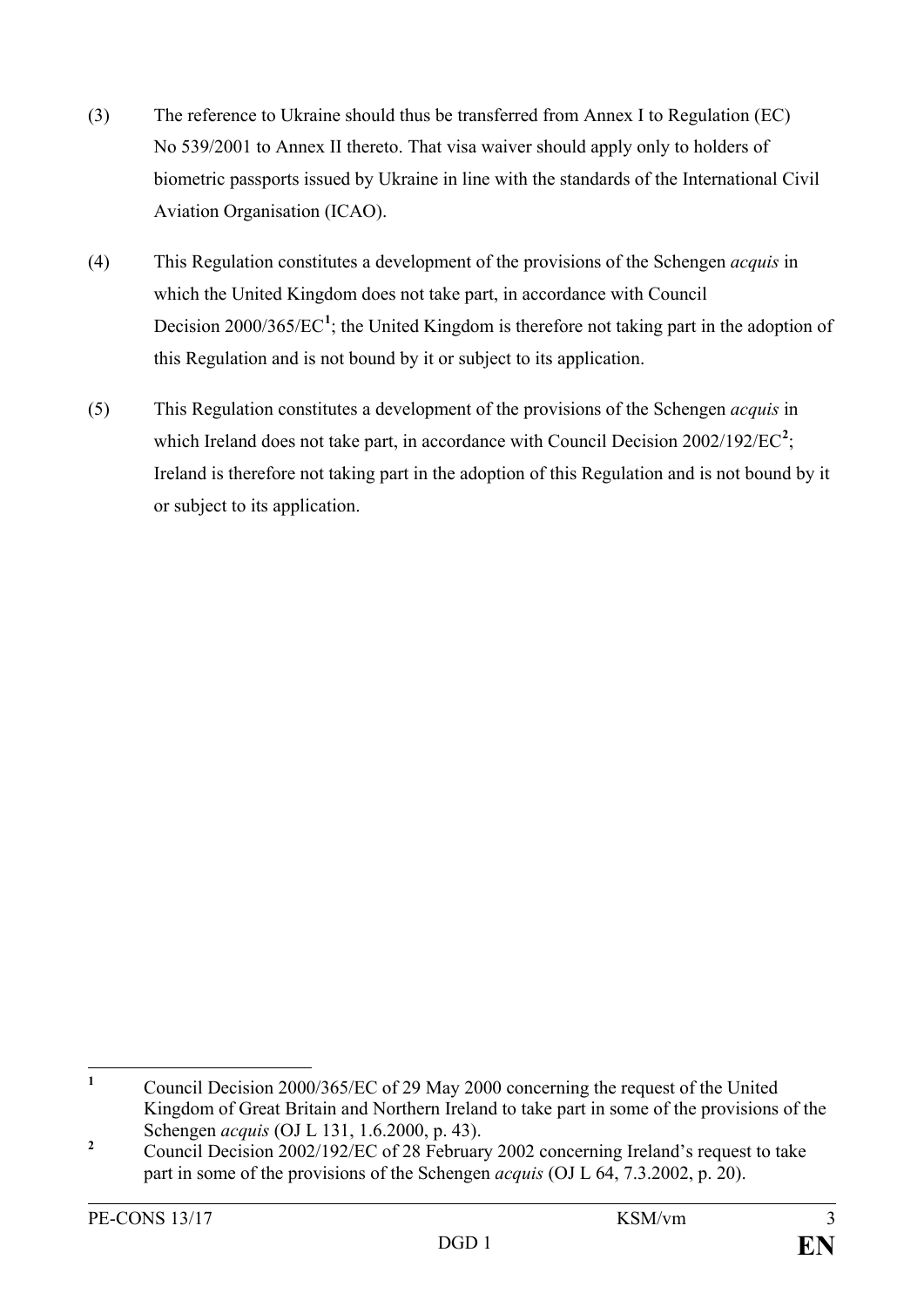(3) The reference to Ukraine should thus be transferred from Annex I to Regulation (EC) No 539/2001 to Annex II thereto. That visa waiver should apply only to holders of biometric passports issued by Ukraine in line with the standards of the International Civil Aviation Organisation (ICAO).

(4) This Regulation constitutes a development of the provisions of the Schengen *acquis* in which the United Kingdom does not take part, in accordance with Council Decision 2000/365/EC[1]; the United Kingdom is therefore not taking part in the adoption of this Regulation and is not bound by it or subject to its application.

(5) This Regulation constitutes a development of the provisions of the Schengen *acquis* in which Ireland does not take part, in accordance with Council Decision 2002/192/EC[2]; Ireland is therefore not taking part in the adoption of this Regulation and is not bound by it or subject to its application.

---

[1] Council Decision 2000/365/EC of 29 May 2000 concerning the request of the United Kingdom of Great Britain and Northern Ireland to take part in some of the provisions of the Schengen *acquis* (OJ L 131, 1.6.2000, p. 43).

[2] Council Decision 2002/192/EC of 28 February 2002 concerning Ireland's request to take part in some of the provisions of the Schengen *acquis* (OJ L 64, 7.3.2002, p. 20).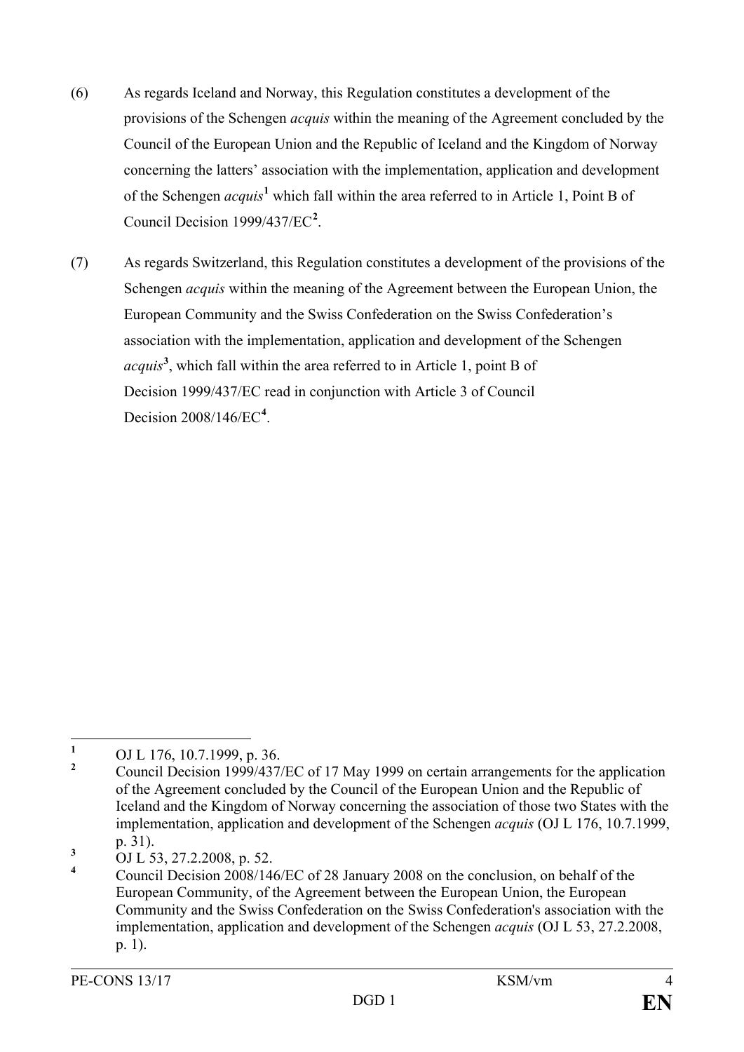(6) As regards Iceland and Norway, this Regulation constitutes a development of the provisions of the Schengen *acquis* within the meaning of the Agreement concluded by the Council of the European Union and the Republic of Iceland and the Kingdom of Norway concerning the latters' association with the implementation, application and development of the Schengen *acquis*[1] which fall within the area referred to in Article 1, Point B of Council Decision 1999/437/EC[2].

(7) As regards Switzerland, this Regulation constitutes a development of the provisions of the Schengen *acquis* within the meaning of the Agreement between the European Union, the European Community and the Swiss Confederation on the Swiss Confederation's association with the implementation, application and development of the Schengen *acquis*[3], which fall within the area referred to in Article 1, point B of Decision 1999/437/EC read in conjunction with Article 3 of Council Decision 2008/146/EC[4].

---

[1] OJ L 176, 10.7.1999, p. 36.

[2] Council Decision 1999/437/EC of 17 May 1999 on certain arrangements for the application of the Agreement concluded by the Council of the European Union and the Republic of Iceland and the Kingdom of Norway concerning the association of those two States with the implementation, application and development of the Schengen *acquis* (OJ L 176, 10.7.1999, p. 31).

[3] OJ L 53, 27.2.2008, p. 52.

[4] Council Decision 2008/146/EC of 28 January 2008 on the conclusion, on behalf of the European Community, of the Agreement between the European Union, the European Community and the Swiss Confederation on the Swiss Confederation's association with the implementation, application and development of the Schengen *acquis* (OJ L 53, 27.2.2008, p. 1).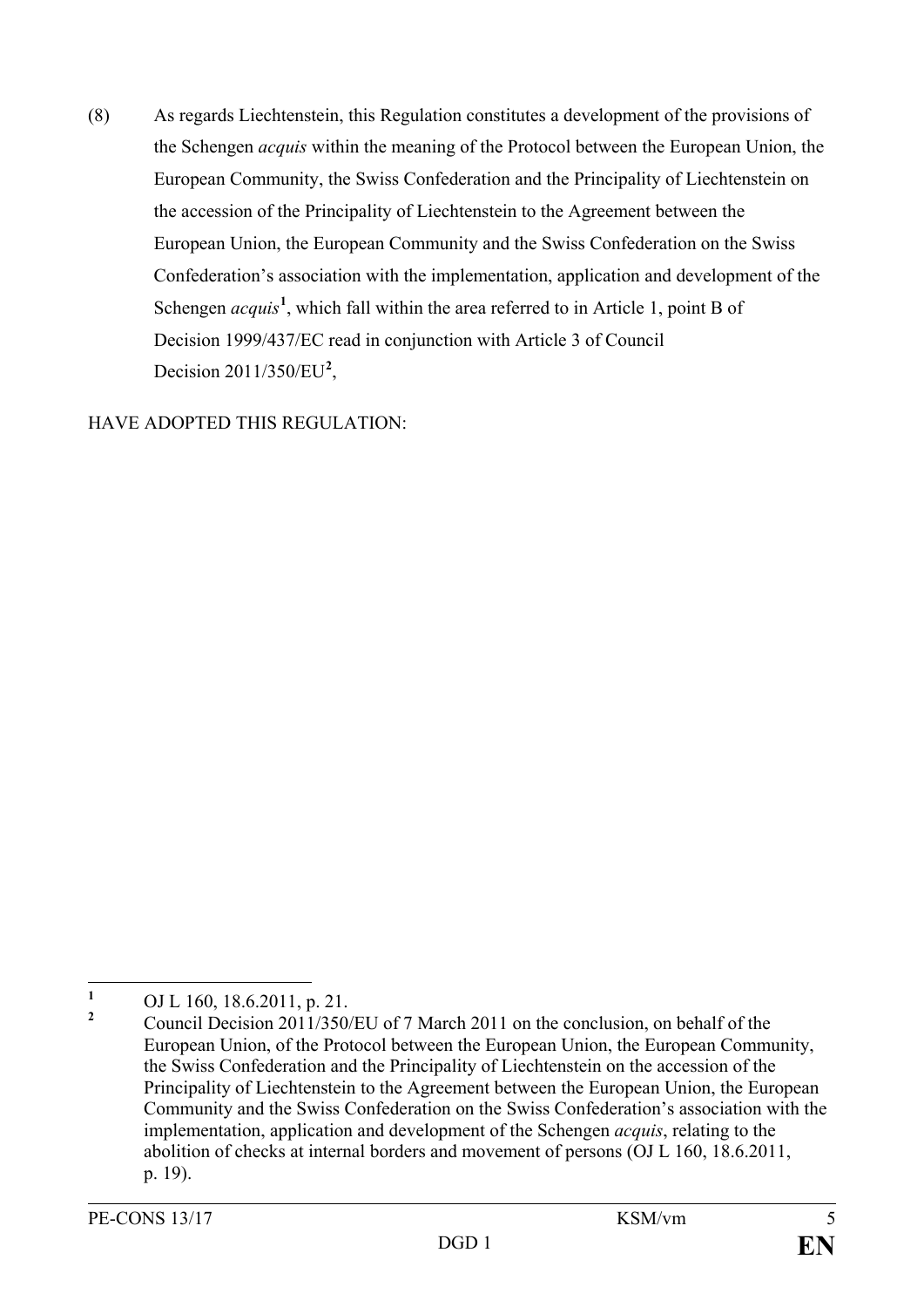(8) As regards Liechtenstein, this Regulation constitutes a development of the provisions of the Schengen *acquis* within the meaning of the Protocol between the European Union, the European Community, the Swiss Confederation and the Principality of Liechtenstein on the accession of the Principality of Liechtenstein to the Agreement between the European Union, the European Community and the Swiss Confederation on the Swiss Confederation's association with the implementation, application and development of the Schengen *acquis*[1], which fall within the area referred to in Article 1, point B of Decision 1999/437/EC read in conjunction with Article 3 of Council Decision 2011/350/EU[2],

HAVE ADOPTED THIS REGULATION:

---

[1] OJ L 160, 18.6.2011, p. 21.

[2] Council Decision 2011/350/EU of 7 March 2011 on the conclusion, on behalf of the European Union, of the Protocol between the European Union, the European Community, the Swiss Confederation and the Principality of Liechtenstein on the accession of the Principality of Liechtenstein to the Agreement between the European Union, the European Community and the Swiss Confederation on the Swiss Confederation's association with the implementation, application and development of the Schengen *acquis*, relating to the abolition of checks at internal borders and movement of persons (OJ L 160, 18.6.2011, p. 19).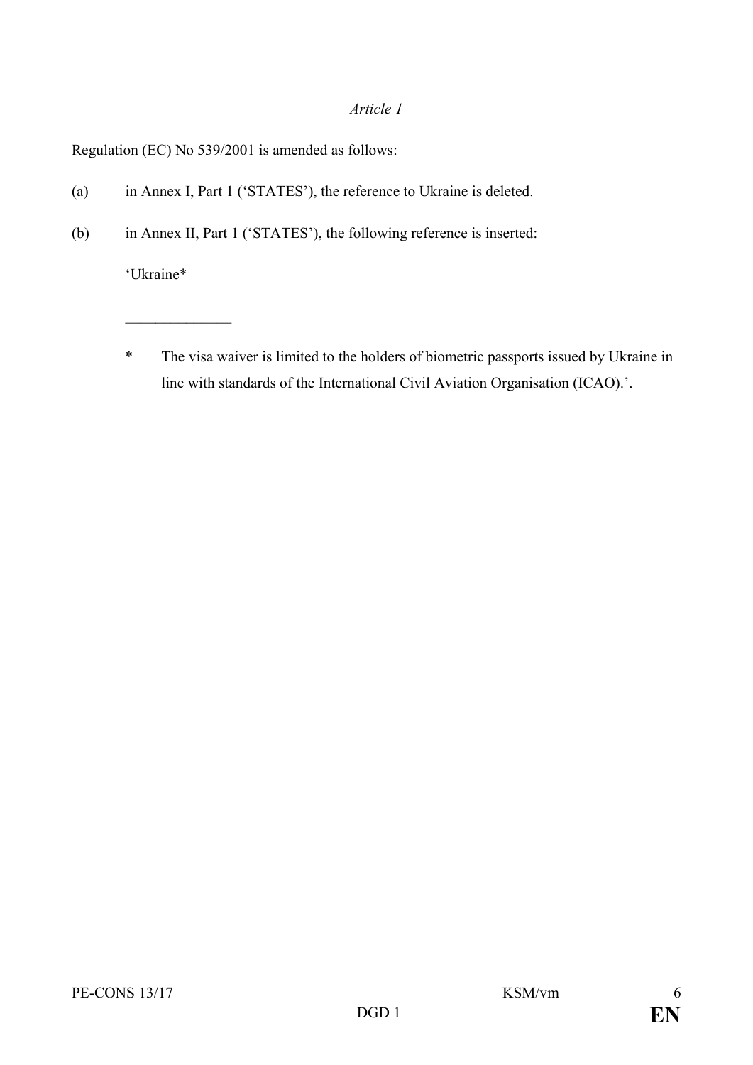*Article 1*

Regulation (EC) No 539/2001 is amended as follows:

(a) in Annex I, Part 1 ('STATES'), the reference to Ukraine is deleted.

(b) in Annex II, Part 1 ('STATES'), the following reference is inserted:

'Ukraine*

______________

* The visa waiver is limited to the holders of biometric passports issued by Ukraine in line with standards of the International Civil Aviation Organisation (ICAO).'.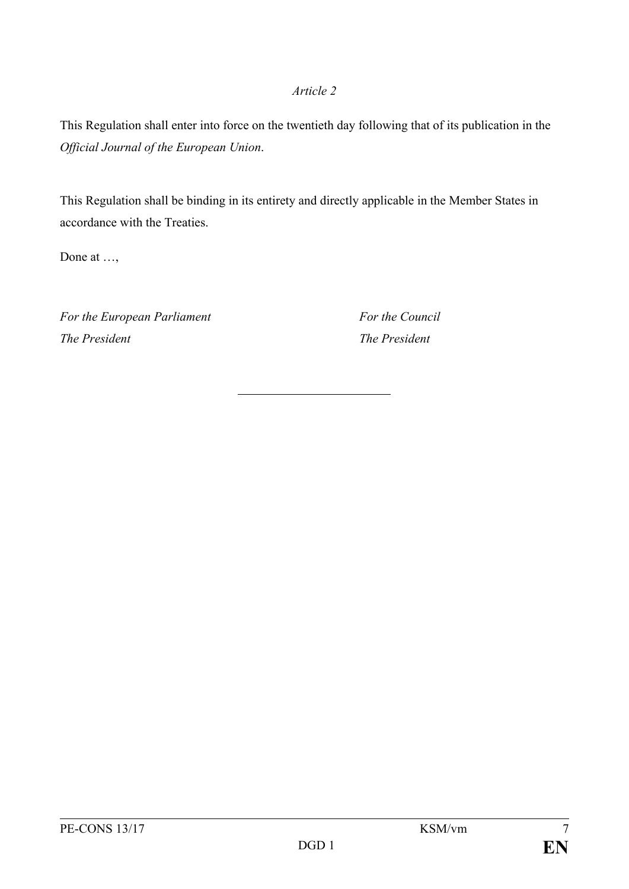*Article 2*

This Regulation shall enter into force on the twentieth day following that of its publication in the *Official Journal of the European Union*.

This Regulation shall be binding in its entirety and directly applicable in the Member States in accordance with the Treaties.

Done at …,

*For the European Parliament*
*The President*

*For the Council*
*The President*